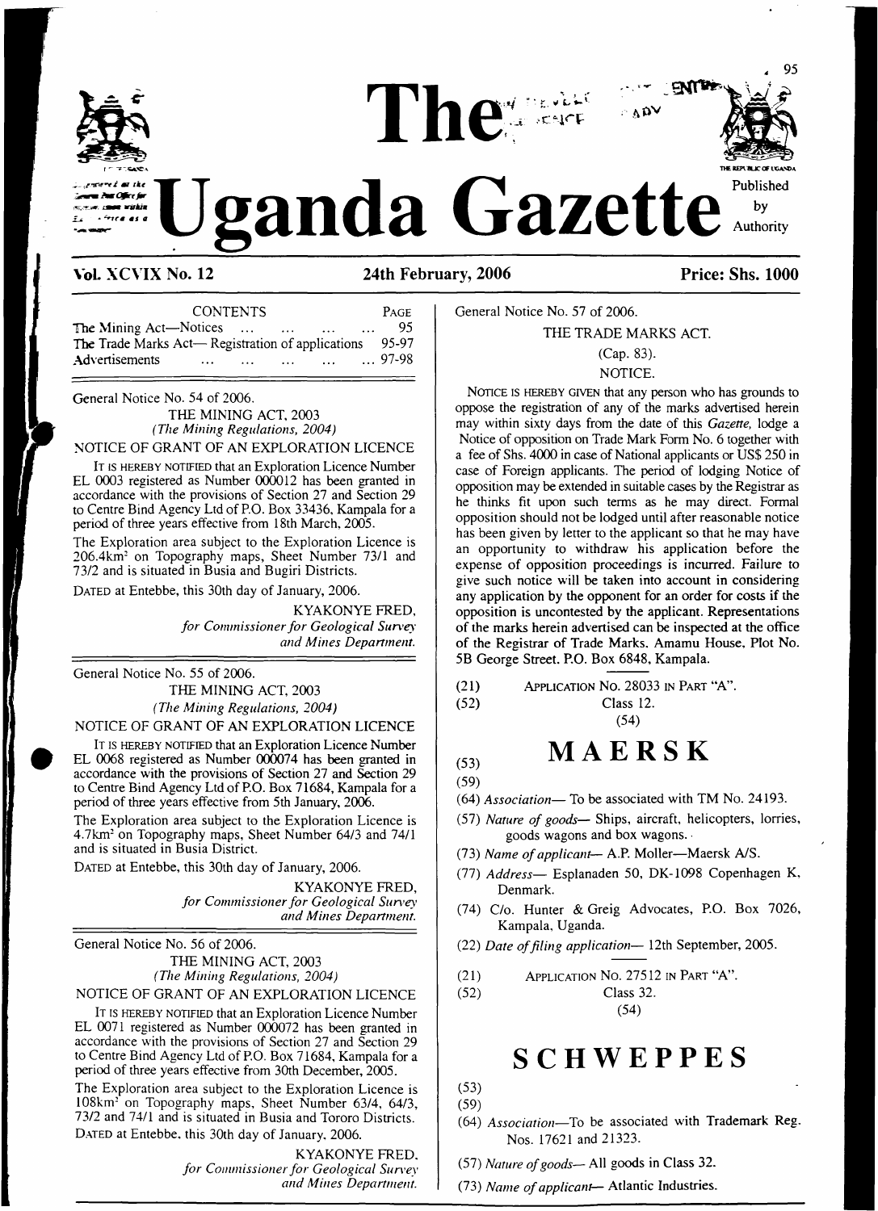# The Uganda Gazette

Published by Authority

**Vol. XCVIX No. 12** **24th February, 2006** **Price: Shs. 1000**

| CONTENTS | PAGE |
|---|---|
| The Mining Act—Notices ... ... ... ... ... | 95 |
| The Trade Marks Act— Registration of applications | 95-97 |
| Advertisements ... ... ... ... ... | ... 97-98 |

General Notice No. 54 of 2006.

THE MINING ACT, 2003

*(The Mining Regulations, 2004)*

NOTICE OF GRANT OF AN EXPLORATION LICENCE

IT IS HEREBY NOTIFIED that an Exploration Licence Number EL 0003 registered as Number 000012 has been granted in accordance with the provisions of Section 27 and Section 29 to Centre Bind Agency Ltd of P.O. Box 33436, Kampala for a period of three years effective from 18th March, 2005.

The Exploration area subject to the Exploration Licence is 206.4km$^2$ on Topography maps, Sheet Number 73/1 and 73/2 and is situated in Busia and Bugiri Districts.

DATED at Entebbe, this 30th day of January, 2006.

KYAKONYE FRED,
*for Commissioner for Geological Survey and Mines Department.*

General Notice No. 55 of 2006.

THE MINING ACT, 2003

*(The Mining Regulations, 2004)*

NOTICE OF GRANT OF AN EXPLORATION LICENCE

IT IS HEREBY NOTIFIED that an Exploration Licence Number EL 0068 registered as Number 000074 has been granted in accordance with the provisions of Section 27 and Section 29 to Centre Bind Agency Ltd of P.O. Box 71684, Kampala for a period of three years effective from 5th January, 2006.

The Exploration area subject to the Exploration Licence is 4.7km$^2$ on Topography maps, Sheet Number 64/3 and 74/1 and is situated in Busia District.

DATED at Entebbe, this 30th day of January, 2006.

KYAKONYE FRED,
*for Commissioner for Geological Survey and Mines Department.*

General Notice No. 56 of 2006.

THE MINING ACT, 2003

*(The Mining Regulations, 2004)*

NOTICE OF GRANT OF AN EXPLORATION LICENCE

IT IS HEREBY NOTIFIED that an Exploration Licence Number EL 0071 registered as Number 000072 has been granted in accordance with the provisions of Section 27 and Section 29 to Centre Bind Agency Ltd of P.O. Box 71684, Kampala for a period of three years effective from 30th December, 2005.

The Exploration area subject to the Exploration Licence is 108km$^2$ on Topography maps, Sheet Number 63/4, 64/3, 73/2 and 74/1 and is situated in Busia and Tororo Districts.

DATED at Entebbe, this 30th day of January, 2006.

KYAKONYE FRED,
*for Commissioner for Geological Survey and Mines Department.*

General Notice No. 57 of 2006.

THE TRADE MARKS ACT.

(Cap. 83).

NOTICE.

NOTICE IS HEREBY GIVEN that any person who has grounds to oppose the registration of any of the marks advertised herein may within sixty days from the date of this *Gazette*, lodge a Notice of opposition on Trade Mark Form No. 6 together with a fee of Shs. 4000 in case of National applicants or US$ 250 in case of Foreign applicants. The period of lodging Notice of opposition may be extended in suitable cases by the Registrar as he thinks fit upon such terms as he may direct. Formal opposition should not be lodged until after reasonable notice has been given by letter to the applicant so that he may have an opportunity to withdraw his application before the expense of opposition proceedings is incurred. Failure to give such notice will be taken into account in considering any application by the opponent for an order for costs if the opposition is uncontested by the applicant. Representations of the marks herein advertised can be inspected at the office of the Registrar of Trade Marks, Amamu House, Plot No. 5B George Street, P.O. Box 6848, Kampala.

(21) APPLICATION No. 28033 IN PART "A".

(52) Class 12.

(54)

**MAERSK**

(53)

(59)

(64) *Association—* To be associated with TM No. 24193.

(57) *Nature of goods—* Ships, aircraft, helicopters, lorries, goods wagons and box wagons.

(73) *Name of applicant—* A.P. Moller—Maersk A/S.

(77) *Address—* Esplanaden 50, DK-1098 Copenhagen K, Denmark.

(74) C/o. Hunter & Greig Advocates, P.O. Box 7026, Kampala, Uganda.

(22) *Date of filing application—* 12th September, 2005.

(21) APPLICATION No. 27512 IN PART "A".

(52) Class 32.

(54)

**SCHWEPPES**

(53)

(59)

(64) *Association—*To be associated with Trademark Reg. Nos. 17621 and 21323.

(57) *Nature of goods—* All goods in Class 32.

(73) *Name of applicant—* Atlantic Industries.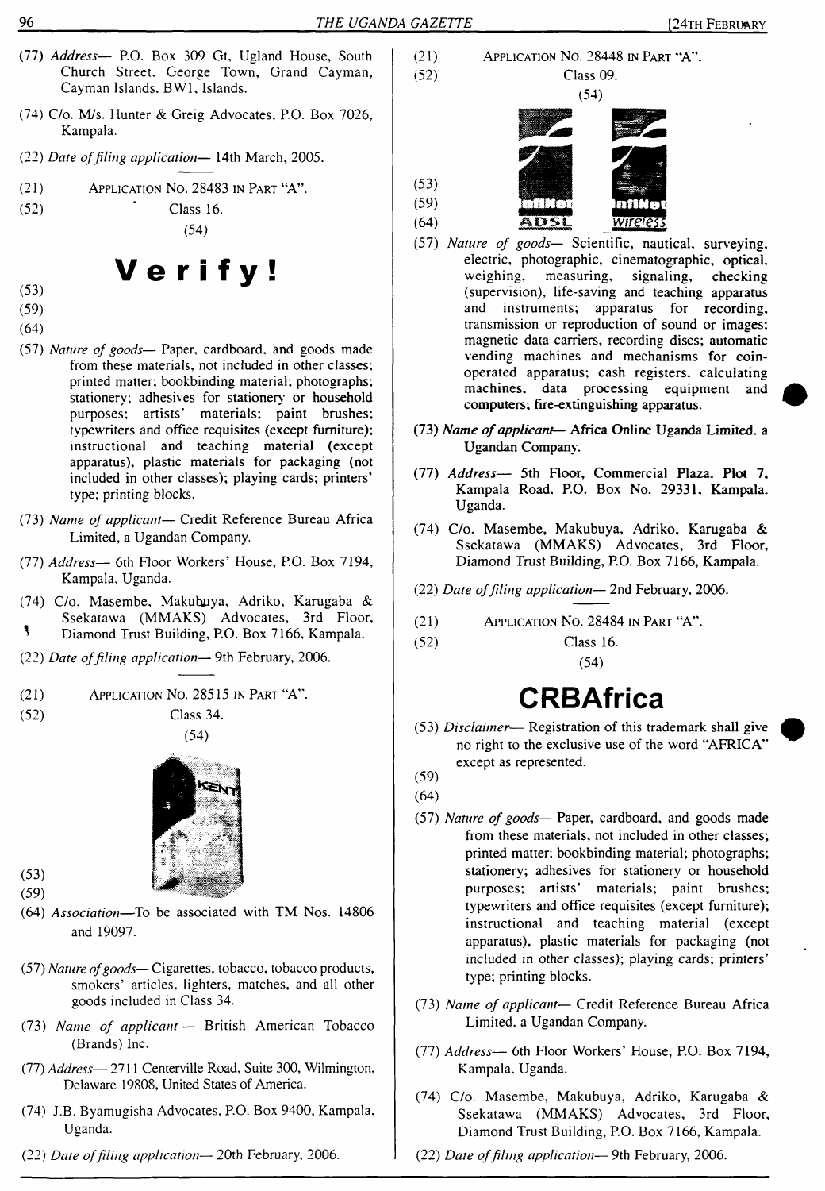(77) *Address*— P.O. Box 309 Gt, Ugland House, South Church Street, George Town, Grand Cayman, Cayman Islands. BW1, Islands.

(74) C/o. M/s. Hunter & Greig Advocates, P.O. Box 7026, Kampala.

(22) *Date of filing application*— 14th March, 2005.

---

(21) APPLICATION NO. 28483 IN PART "A".

(52) Class 16.

(54)

# Verify!

(53)

(59)

(64)

(57) *Nature of goods*— Paper, cardboard, and goods made from these materials, not included in other classes; printed matter; bookbinding material; photographs; stationery; adhesives for stationery or household purposes; artists' materials; paint brushes; typewriters and office requisites (except furniture); instructional and teaching material (except apparatus), plastic materials for packaging (not included in other classes); playing cards; printers' type; printing blocks.

(73) *Name of applicant*— Credit Reference Bureau Africa Limited, a Ugandan Company.

(77) *Address*— 6th Floor Workers' House, P.O. Box 7194, Kampala, Uganda.

(74) C/o. Masembe, Makubuya, Adriko, Karugaba & Ssekatawa (MMAKS) Advocates, 3rd Floor, Diamond Trust Building, P.O. Box 7166, Kampala.

(22) *Date of filing application*— 9th February, 2006.

---

(21) APPLICATION NO. 28515 IN PART "A".

(52) Class 34.

(54)

(53)

(59)

(64) *Association*—To be associated with TM Nos. 14806 and 19097.

(57) *Nature of goods*— Cigarettes, tobacco, tobacco products, smokers' articles, lighters, matches, and all other goods included in Class 34.

(73) *Name of applicant* — British American Tobacco (Brands) Inc.

(77) *Address*— 2711 Centerville Road, Suite 300, Wilmington, Delaware 19808, United States of America.

(74) J.B. Byamugisha Advocates, P.O. Box 9400, Kampala, Uganda.

(22) *Date of filing application*— 20th February, 2006.

---

(21) APPLICATION NO. 28448 IN PART "A".

(52) Class 09.

(54)

(53)

(59)

(64)

(57) *Nature of goods*— Scientific, nautical, surveying, electric, photographic, cinematographic, optical, weighing, measuring, signaling, checking (supervision), life-saving and teaching apparatus and instruments; apparatus for recording, transmission or reproduction of sound or images; magnetic data carriers, recording discs; automatic vending machines and mechanisms for coin-operated apparatus; cash registers, calculating machines, data processing equipment and computers; fire-extinguishing apparatus.

(73) *Name of applicant*— Africa Online Uganda Limited, a Ugandan Company.

(77) *Address*— 5th Floor, Commercial Plaza, Plot 7, Kampala Road, P.O. Box No. 29331, Kampala, Uganda.

(74) C/o. Masembe, Makubuya, Adriko, Karugaba & Ssekatawa (MMAKS) Advocates, 3rd Floor, Diamond Trust Building, P.O. Box 7166, Kampala.

(22) *Date of filing application*— 2nd February, 2006.

---

(21) APPLICATION NO. 28484 IN PART "A".

(52) Class 16.

(54)

# CRBAfrica

(53) *Disclaimer*— Registration of this trademark shall give no right to the exclusive use of the word "AFRICA" except as represented.

(59)

(64)

(57) *Nature of goods*— Paper, cardboard, and goods made from these materials, not included in other classes; printed matter; bookbinding material; photographs; stationery; adhesives for stationery or household purposes; artists' materials; paint brushes; typewriters and office requisites (except furniture); instructional and teaching material (except apparatus), plastic materials for packaging (not included in other classes); playing cards; printers' type; printing blocks.

(73) *Name of applicant*— Credit Reference Bureau Africa Limited, a Ugandan Company.

(77) *Address*— 6th Floor Workers' House, P.O. Box 7194, Kampala, Uganda.

(74) C/o. Masembe, Makubuya, Adriko, Karugaba & Ssekatawa (MMAKS) Advocates, 3rd Floor, Diamond Trust Building, P.O. Box 7166, Kampala.

(22) *Date of filing application*— 9th February, 2006.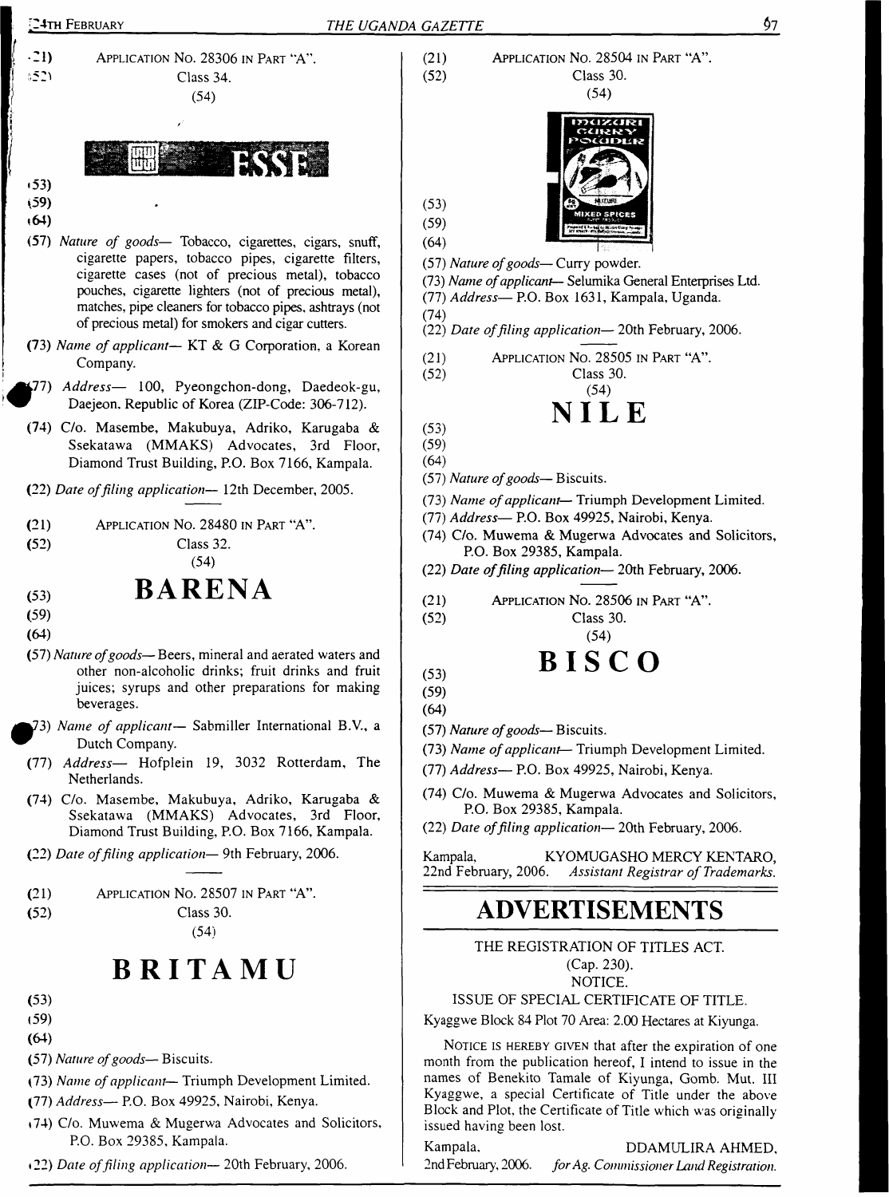(21) Application No. 28306 in Part "A".

(52) Class 34.

(54)

ESSE

(53)

(59)

(64)

(57) *Nature of goods*— Tobacco, cigarettes, cigars, snuff, cigarette papers, tobacco pipes, cigarette filters, cigarette cases (not of precious metal), tobacco pouches, cigarette lighters (not of precious metal), matches, pipe cleaners for tobacco pipes, ashtrays (not of precious metal) for smokers and cigar cutters.

(73) *Name of applicant*— KT & G Corporation, a Korean Company.

(77) *Address*— 100, Pyeongchon-dong, Daedeok-gu, Daejeon, Republic of Korea (ZIP-Code: 306-712).

(74) C/o. Masembe, Makubuya, Adriko, Karugaba & Ssekatawa (MMAKS) Advocates, 3rd Floor, Diamond Trust Building, P.O. Box 7166, Kampala.

(22) *Date of filing application*— 12th December, 2005.

---

(21) Application No. 28480 in Part "A".

(52) Class 32.

(54)

**BARENA**

(53)

(59)

(64)

(57) *Nature of goods*— Beers, mineral and aerated waters and other non-alcoholic drinks; fruit drinks and fruit juices; syrups and other preparations for making beverages.

(73) *Name of applicant*— Sabmiller International B.V., a Dutch Company.

(77) *Address*— Hofplein 19, 3032 Rotterdam, The Netherlands.

(74) C/o. Masembe, Makubuya, Adriko, Karugaba & Ssekatawa (MMAKS) Advocates, 3rd Floor, Diamond Trust Building, P.O. Box 7166, Kampala.

(22) *Date of filing application*— 9th February, 2006.

---

(21) Application No. 28507 in Part "A".

(52) Class 30.

(54)

**BRITAMU**

(53)

(59)

(64)

(57) *Nature of goods*— Biscuits.

(73) *Name of applicant*— Triumph Development Limited.

(77) *Address*— P.O. Box 49925, Nairobi, Kenya.

(74) C/o. Muwema & Mugerwa Advocates and Solicitors, P.O. Box 29385, Kampala.

(22) *Date of filing application*— 20th February, 2006.

---

(21) Application No. 28504 in Part "A".

(52) Class 30.

(54)

MZURI CURRY POWDER

MIXED SPICES

(53)

(59)

(64)

(57) *Nature of goods*— Curry powder.

(73) *Name of applicant*— Selumika General Enterprises Ltd.

(77) *Address*— P.O. Box 1631, Kampala, Uganda.

(74)

(22) *Date of filing application*— 20th February, 2006.

---

(21) Application No. 28505 in Part "A".

(52) Class 30.

(54)

**NILE**

(53)

(59)

(64)

(57) *Nature of goods*— Biscuits.

(73) *Name of applicant*— Triumph Development Limited.

(77) *Address*— P.O. Box 49925, Nairobi, Kenya.

(74) C/o. Muwema & Mugerwa Advocates and Solicitors, P.O. Box 29385, Kampala.

(22) *Date of filing application*— 20th February, 2006.

---

(21) Application No. 28506 in Part "A".

(52) Class 30.

(54)

**BISCO**

(53)

(59)

(64)

(57) *Nature of goods*— Biscuits.

(73) *Name of applicant*— Triumph Development Limited.

(77) *Address*— P.O. Box 49925, Nairobi, Kenya.

(74) C/o. Muwema & Mugerwa Advocates and Solicitors, P.O. Box 29385, Kampala.

(22) *Date of filing application*— 20th February, 2006.

Kampala, 22nd February, 2006.

KYOMUGASHO MERCY KENTARO,
*Assistant Registrar of Trademarks.*

# ADVERTISEMENTS

THE REGISTRATION OF TITLES ACT.
(Cap. 230).
NOTICE.
ISSUE OF SPECIAL CERTIFICATE OF TITLE.

Kyaggwe Block 84 Plot 70 Area: 2.00 Hectares at Kiyunga.

Notice is hereby given that after the expiration of one month from the publication hereof, I intend to issue in the names of Benekito Tamale of Kiyunga, Gomb. Mut. III Kyaggwe, a special Certificate of Title under the above Block and Plot, the Certificate of Title which was originally issued having been lost.

Kampala, 2nd February, 2006.

DDAMULIRA AHMED,
*for Ag. Commissioner Land Registration.*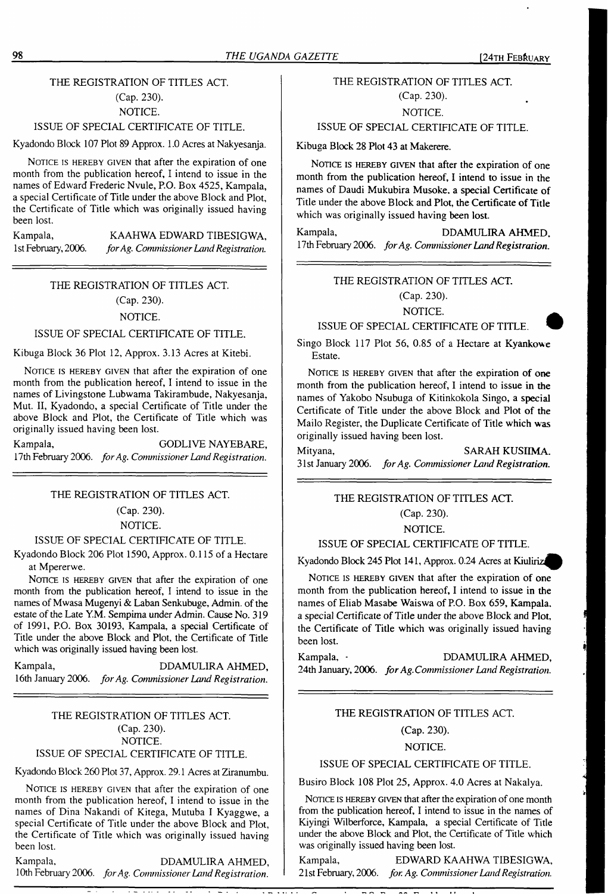THE REGISTRATION OF TITLES ACT.

(Cap. 230).

NOTICE.

ISSUE OF SPECIAL CERTIFICATE OF TITLE.

Kyadondo Block 107 Plot 89 Approx. 1.0 Acres at Nakyesanja.

NOTICE IS HEREBY GIVEN that after the expiration of one month from the publication hereof, I intend to issue in the names of Edward Frederic Nvule, P.O. Box 4525, Kampala, a special Certificate of Title under the above Block and Plot, the Certificate of Title which was originally issued having been lost.

Kampala, 1st February, 2006.

KAAHWA EDWARD TIBESIGWA, *for Ag. Commissioner Land Registration.*

---

THE REGISTRATION OF TITLES ACT.

(Cap. 230).

NOTICE.

ISSUE OF SPECIAL CERTIFICATE OF TITLE.

Kibuga Block 36 Plot 12, Approx. 3.13 Acres at Kitebi.

NOTICE IS HEREBY GIVEN that after the expiration of one month from the publication hereof, I intend to issue in the names of Livingstone Lubwama Takirambude, Nakyesanja, Mut. II, Kyadondo, a special Certificate of Title under the above Block and Plot, the Certificate of Title which was originally issued having been lost.

Kampala, 17th February 2006.

GODLIVE NAYEBARE, *for Ag. Commissioner Land Registration.*

---

THE REGISTRATION OF TITLES ACT.

(Cap. 230).

NOTICE.

ISSUE OF SPECIAL CERTIFICATE OF TITLE.

Kyadondo Block 206 Plot 1590, Approx. 0.115 of a Hectare at Mpererwe.

NOTICE IS HEREBY GIVEN that after the expiration of one month from the publication hereof, I intend to issue in the names of Mwasa Mugenyi & Laban Senkubuge, Admin. of the estate of the Late Y.M. Sempima under Admin. Cause No. 319 of 1991, P.O. Box 30193, Kampala, a special Certificate of Title under the above Block and Plot, the Certificate of Title which was originally issued having been lost.

Kampala, 16th January 2006.

DDAMULIRA AHMED, *for Ag. Commissioner Land Registration.*

---

THE REGISTRATION OF TITLES ACT.

(Cap. 230).

NOTICE.

ISSUE OF SPECIAL CERTIFICATE OF TITLE.

Kyadondo Block 260 Plot 37, Approx. 29.1 Acres at Ziranumbu.

NOTICE IS HEREBY GIVEN that after the expiration of one month from the publication hereof, I intend to issue in the names of Dina Nakandi of Kitega, Mutuba I Kyaggwe, a special Certificate of Title under the above Block and Plot, the Certificate of Title which was originally issued having been lost.

Kampala, 10th February 2006.

DDAMULIRA AHMED, *for Ag. Commissioner Land Registration.*

---

THE REGISTRATION OF TITLES ACT.

(Cap. 230).

NOTICE.

ISSUE OF SPECIAL CERTIFICATE OF TITLE.

Kibuga Block 28 Plot 43 at Makerere.

NOTICE IS HEREBY GIVEN that after the expiration of one month from the publication hereof, I intend to issue in the names of Daudi Mukubira Musoke, a special Certificate of Title under the above Block and Plot, the Certificate of Title which was originally issued having been lost.

Kampala, 17th February 2006.

DDAMULIRA AHMED, *for Ag. Commissioner Land Registration.*

---

THE REGISTRATION OF TITLES ACT.

(Cap. 230).

NOTICE.

ISSUE OF SPECIAL CERTIFICATE OF TITLE.

Singo Block 117 Plot 56, 0.85 of a Hectare at Kyankowe Estate.

NOTICE IS HEREBY GIVEN that after the expiration of one month from the publication hereof, I intend to issue in the names of Yakobo Nsubuga of Kitinkokola Singo, a special Certificate of Title under the above Block and Plot of the Mailo Register, the Duplicate Certificate of Title which was originally issued having been lost.

Mityana, 31st January 2006.

SARAH KUSIIMA. *for Ag. Commissioner Land Registration.*

---

THE REGISTRATION OF TITLES ACT.

(Cap. 230).

NOTICE.

ISSUE OF SPECIAL CERTIFICATE OF TITLE.

Kyadondo Block 245 Plot 141, Approx. 0.24 Acres at Kiuliriza.

NOTICE IS HEREBY GIVEN that after the expiration of one month from the publication hereof, I intend to issue in the names of Eliab Masabe Waiswa of P.O. Box 659, Kampala, a special Certificate of Title under the above Block and Plot, the Certificate of Title which was originally issued having been lost.

Kampala, 24th January, 2006.

DDAMULIRA AHMED, *for Ag. Commissioner Land Registration.*

---

THE REGISTRATION OF TITLES ACT.

(Cap. 230).

NOTICE.

ISSUE OF SPECIAL CERTIFICATE OF TITLE.

Busiro Block 108 Plot 25, Approx. 4.0 Acres at Nakalya.

NOTICE IS HEREBY GIVEN that after the expiration of one month from the publication hereof, I intend to issue in the names of Kiyingi Wilberforce, Kampala, a special Certificate of Title under the above Block and Plot, the Certificate of Title which was originally issued having been lost.

Kampala, 21st February, 2006.

EDWARD KAAHWA TIBESIGWA, *for. Ag. Commissioner Land Registration.*